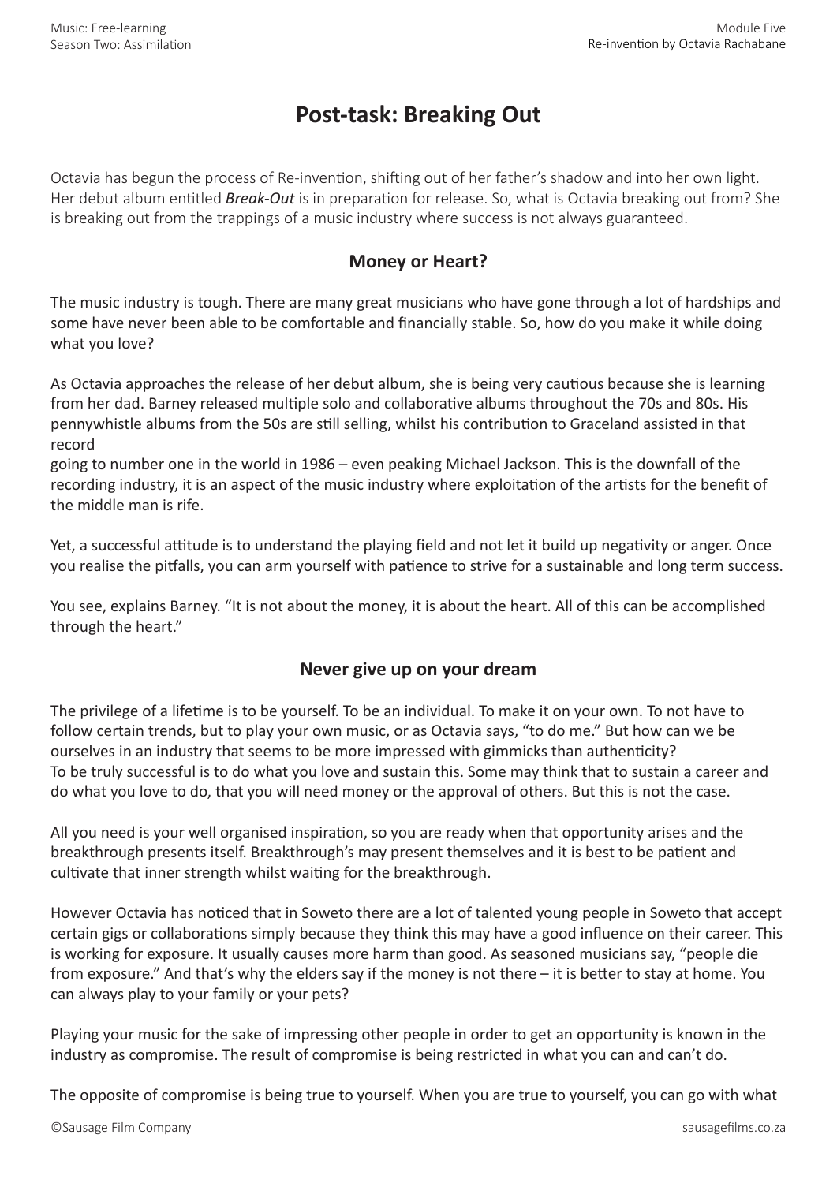# Post-task: Breaking Out

Octavia has begun the process of Re-invention, shifting out of her father's shadow and into her own light. Her debut album entitled ***Break-Out*** is in preparation for release. So, what is Octavia breaking out from? She is breaking out from the trappings of a music industry where success is not always guaranteed.

## Money or Heart?

The music industry is tough. There are many great musicians who have gone through a lot of hardships and some have never been able to be comfortable and financially stable. So, how do you make it while doing what you love?

As Octavia approaches the release of her debut album, she is being very cautious because she is learning from her dad. Barney released multiple solo and collaborative albums throughout the 70s and 80s. His pennywhistle albums from the 50s are still selling, whilst his contribution to Graceland assisted in that record
going to number one in the world in 1986 – even peaking Michael Jackson. This is the downfall of the recording industry, it is an aspect of the music industry where exploitation of the artists for the benefit of the middle man is rife.

Yet, a successful attitude is to understand the playing field and not let it build up negativity or anger. Once you realise the pitfalls, you can arm yourself with patience to strive for a sustainable and long term success.

You see, explains Barney. "It is not about the money, it is about the heart. All of this can be accomplished through the heart."

## Never give up on your dream

The privilege of a lifetime is to be yourself. To be an individual. To make it on your own. To not have to follow certain trends, but to play your own music, or as Octavia says, "to do me." But how can we be ourselves in an industry that seems to be more impressed with gimmicks than authenticity?
To be truly successful is to do what you love and sustain this. Some may think that to sustain a career and do what you love to do, that you will need money or the approval of others. But this is not the case.

All you need is your well organised inspiration, so you are ready when that opportunity arises and the breakthrough presents itself. Breakthrough's may present themselves and it is best to be patient and cultivate that inner strength whilst waiting for the breakthrough.

However Octavia has noticed that in Soweto there are a lot of talented young people in Soweto that accept certain gigs or collaborations simply because they think this may have a good influence on their career. This is working for exposure. It usually causes more harm than good. As seasoned musicians say, "people die from exposure." And that's why the elders say if the money is not there – it is better to stay at home. You can always play to your family or your pets?

Playing your music for the sake of impressing other people in order to get an opportunity is known in the industry as compromise. The result of compromise is being restricted in what you can and can't do.

The opposite of compromise is being true to yourself. When you are true to yourself, you can go with what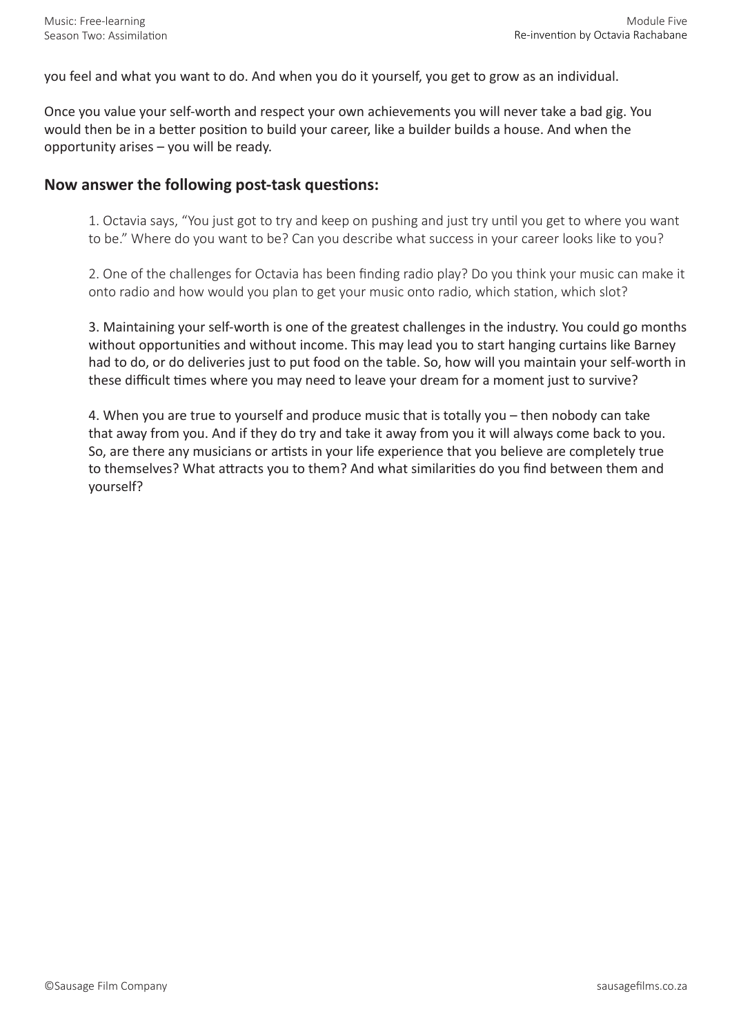you feel and what you want to do. And when you do it yourself, you get to grow as an individual.

Once you value your self-worth and respect your own achievements you will never take a bad gig. You would then be in a better position to build your career, like a builder builds a house. And when the opportunity arises – you will be ready.

## Now answer the following post-task questions:

1. Octavia says, "You just got to try and keep on pushing and just try until you get to where you want to be." Where do you want to be? Can you describe what success in your career looks like to you?

2. One of the challenges for Octavia has been finding radio play? Do you think your music can make it onto radio and how would you plan to get your music onto radio, which station, which slot?

3. Maintaining your self-worth is one of the greatest challenges in the industry. You could go months without opportunities and without income. This may lead you to start hanging curtains like Barney had to do, or do deliveries just to put food on the table. So, how will you maintain your self-worth in these difficult times where you may need to leave your dream for a moment just to survive?

4. When you are true to yourself and produce music that is totally you – then nobody can take that away from you. And if they do try and take it away from you it will always come back to you. So, are there any musicians or artists in your life experience that you believe are completely true to themselves? What attracts you to them? And what similarities do you find between them and yourself?